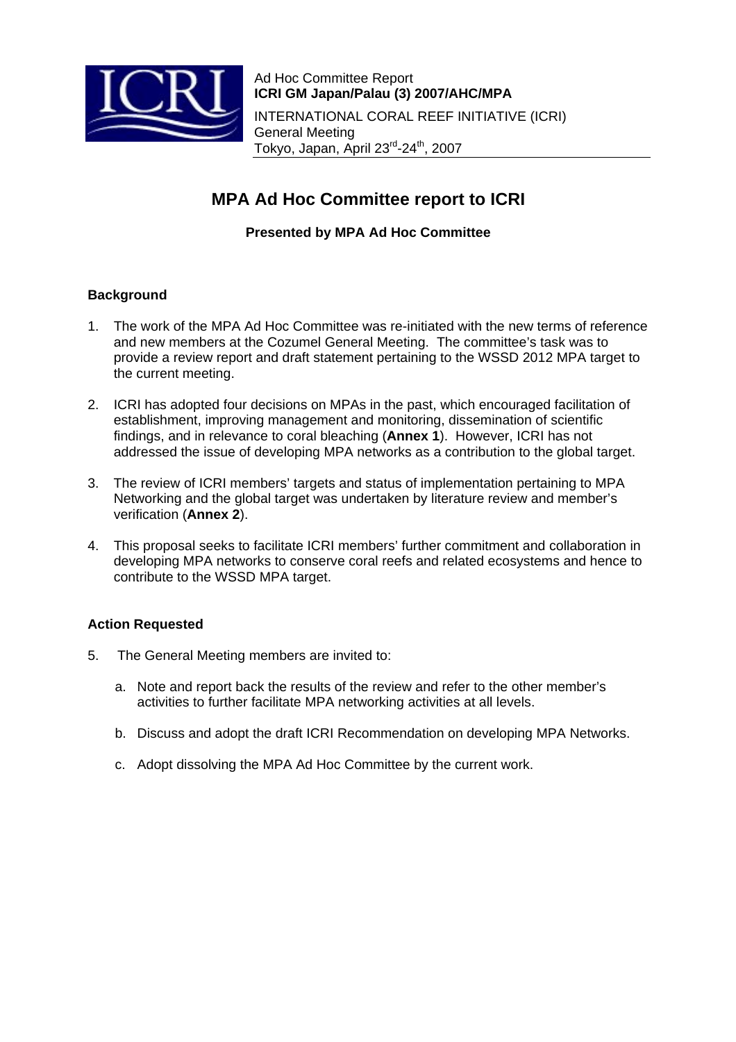Ad Hoc Committee Report
**ICRI GM Japan/Palau (3) 2007/AHC/MPA**
INTERNATIONAL CORAL REEF INITIATIVE (ICRI)
General Meeting
Tokyo, Japan, April 23rd-24th, 2007

# MPA Ad Hoc Committee report to ICRI

**Presented by MPA Ad Hoc Committee**

### Background

1. The work of the MPA Ad Hoc Committee was re-initiated with the new terms of reference and new members at the Cozumel General Meeting. The committee's task was to provide a review report and draft statement pertaining to the WSSD 2012 MPA target to the current meeting.
2. ICRI has adopted four decisions on MPAs in the past, which encouraged facilitation of establishment, improving management and monitoring, dissemination of scientific findings, and in relevance to coral bleaching (**Annex 1**). However, ICRI has not addressed the issue of developing MPA networks as a contribution to the global target.
3. The review of ICRI members' targets and status of implementation pertaining to MPA Networking and the global target was undertaken by literature review and member's verification (**Annex 2**).
4. This proposal seeks to facilitate ICRI members' further commitment and collaboration in developing MPA networks to conserve coral reefs and related ecosystems and hence to contribute to the WSSD MPA target.

### Action Requested

5. The General Meeting members are invited to:

   a. Note and report back the results of the review and refer to the other member's activities to further facilitate MPA networking activities at all levels.

   b. Discuss and adopt the draft ICRI Recommendation on developing MPA Networks.

   c. Adopt dissolving the MPA Ad Hoc Committee by the current work.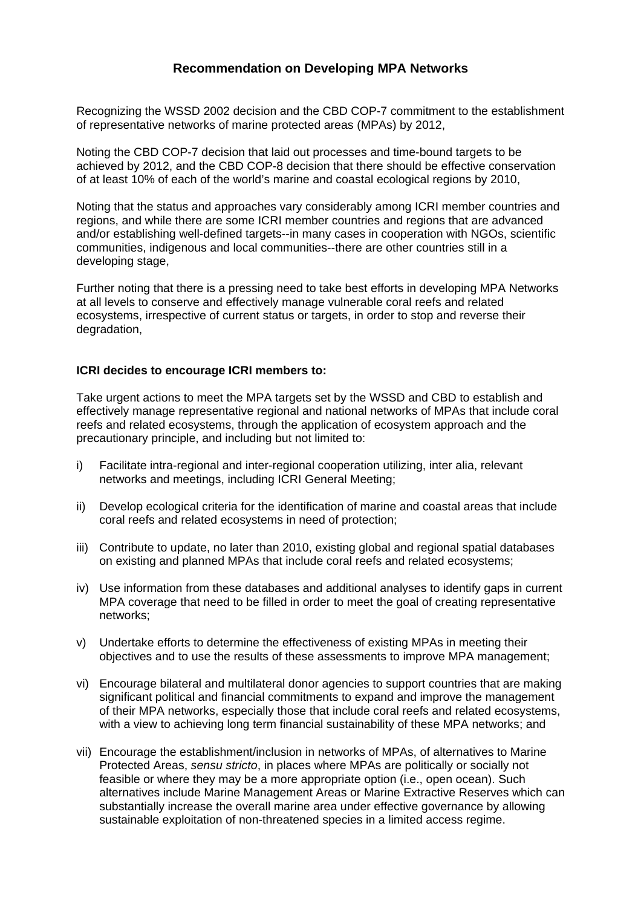## Recommendation on Developing MPA Networks

Recognizing the WSSD 2002 decision and the CBD COP-7 commitment to the establishment of representative networks of marine protected areas (MPAs) by 2012,

Noting the CBD COP-7 decision that laid out processes and time-bound targets to be achieved by 2012, and the CBD COP-8 decision that there should be effective conservation of at least 10% of each of the world's marine and coastal ecological regions by 2010,

Noting that the status and approaches vary considerably among ICRI member countries and regions, and while there are some ICRI member countries and regions that are advanced and/or establishing well-defined targets--in many cases in cooperation with NGOs, scientific communities, indigenous and local communities--there are other countries still in a developing stage,

Further noting that there is a pressing need to take best efforts in developing MPA Networks at all levels to conserve and effectively manage vulnerable coral reefs and related ecosystems, irrespective of current status or targets, in order to stop and reverse their degradation,

**ICRI decides to encourage ICRI members to:**

Take urgent actions to meet the MPA targets set by the WSSD and CBD to establish and effectively manage representative regional and national networks of MPAs that include coral reefs and related ecosystems, through the application of ecosystem approach and the precautionary principle, and including but not limited to:

i) Facilitate intra-regional and inter-regional cooperation utilizing, inter alia, relevant networks and meetings, including ICRI General Meeting;

ii) Develop ecological criteria for the identification of marine and coastal areas that include coral reefs and related ecosystems in need of protection;

iii) Contribute to update, no later than 2010, existing global and regional spatial databases on existing and planned MPAs that include coral reefs and related ecosystems;

iv) Use information from these databases and additional analyses to identify gaps in current MPA coverage that need to be filled in order to meet the goal of creating representative networks;

v) Undertake efforts to determine the effectiveness of existing MPAs in meeting their objectives and to use the results of these assessments to improve MPA management;

vi) Encourage bilateral and multilateral donor agencies to support countries that are making significant political and financial commitments to expand and improve the management of their MPA networks, especially those that include coral reefs and related ecosystems, with a view to achieving long term financial sustainability of these MPA networks; and

vii) Encourage the establishment/inclusion in networks of MPAs, of alternatives to Marine Protected Areas, *sensu stricto*, in places where MPAs are politically or socially not feasible or where they may be a more appropriate option (i.e., open ocean). Such alternatives include Marine Management Areas or Marine Extractive Reserves which can substantially increase the overall marine area under effective governance by allowing sustainable exploitation of non-threatened species in a limited access regime.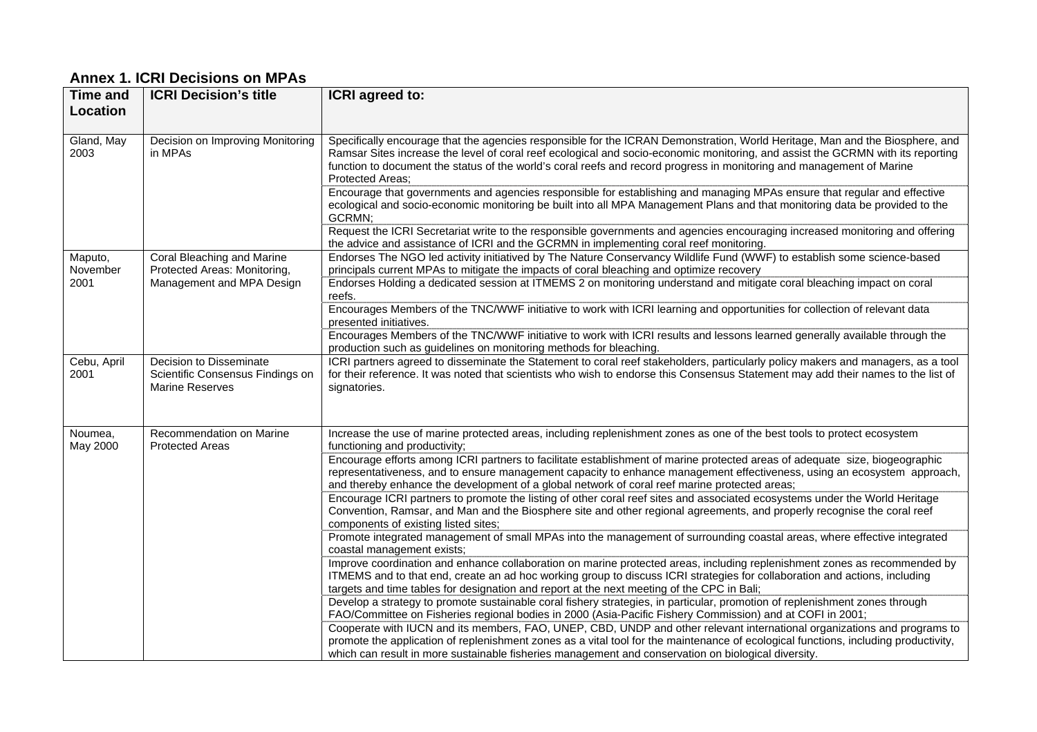## Annex 1. ICRI Decisions on MPAs

| Time and Location | ICRI Decision's title | ICRI agreed to: |
|---|---|---|
| Gland, May 2003 | Decision on Improving Monitoring in MPAs | Specifically encourage that the agencies responsible for the ICRAN Demonstration, World Heritage, Man and the Biosphere, and Ramsar Sites increase the level of coral reef ecological and socio-economic monitoring, and assist the GCRMN with its reporting function to document the status of the world's coral reefs and record progress in monitoring and management of Marine Protected Areas; |
| | | Encourage that governments and agencies responsible for establishing and managing MPAs ensure that regular and effective ecological and socio-economic monitoring be built into all MPA Management Plans and that monitoring data be provided to the GCRMN; |
| | | Request the ICRI Secretariat write to the responsible governments and agencies encouraging increased monitoring and offering the advice and assistance of ICRI and the GCRMN in implementing coral reef monitoring. |
| Maputo, November 2001 | Coral Bleaching and Marine Protected Areas: Monitoring, Management and MPA Design | Endorses The NGO led activity initiatived by The Nature Conservancy Wildlife Fund (WWF) to establish some science-based principals current MPAs to mitigate the impacts of coral bleaching and optimize recovery |
| | | Endorses Holding a dedicated session at ITMEMS 2 on monitoring understand and mitigate coral bleaching impact on coral reefs. |
| | | Encourages Members of the TNC/WWF initiative to work with ICRI learning and opportunities for collection of relevant data presented initiatives. |
| | | Encourages Members of the TNC/WWF initiative to work with ICRI results and lessons learned generally available through the production such as guidelines on monitoring methods for bleaching. |
| Cebu, April 2001 | Decision to Disseminate Scientific Consensus Findings on Marine Reserves | ICRI partners agreed to disseminate the Statement to coral reef stakeholders, particularly policy makers and managers, as a tool for their reference. It was noted that scientists who wish to endorse this Consensus Statement may add their names to the list of signatories. |
| Noumea, May 2000 | Recommendation on Marine Protected Areas | Increase the use of marine protected areas, including replenishment zones as one of the best tools to protect ecosystem functioning and productivity; |
| | | Encourage efforts among ICRI partners to facilitate establishment of marine protected areas of adequate size, biogeographic representativeness, and to ensure management capacity to enhance management effectiveness, using an ecosystem approach, and thereby enhance the development of a global network of coral reef marine protected areas; |
| | | Encourage ICRI partners to promote the listing of other coral reef sites and associated ecosystems under the World Heritage Convention, Ramsar, and Man and the Biosphere site and other regional agreements, and properly recognise the coral reef components of existing listed sites; |
| | | Promote integrated management of small MPAs into the management of surrounding coastal areas, where effective integrated coastal management exists; |
| | | Improve coordination and enhance collaboration on marine protected areas, including replenishment zones as recommended by ITMEMS and to that end, create an ad hoc working group to discuss ICRI strategies for collaboration and actions, including targets and time tables for designation and report at the next meeting of the CPC in Bali; |
| | | Develop a strategy to promote sustainable coral fishery strategies, in particular, promotion of replenishment zones through FAO/Committee on Fisheries regional bodies in 2000 (Asia-Pacific Fishery Commission) and at COFI in 2001; |
| | | Cooperate with IUCN and its members, FAO, UNEP, CBD, UNDP and other relevant international organizations and programs to promote the application of replenishment zones as a vital tool for the maintenance of ecological functions, including productivity, which can result in more sustainable fisheries management and conservation on biological diversity. |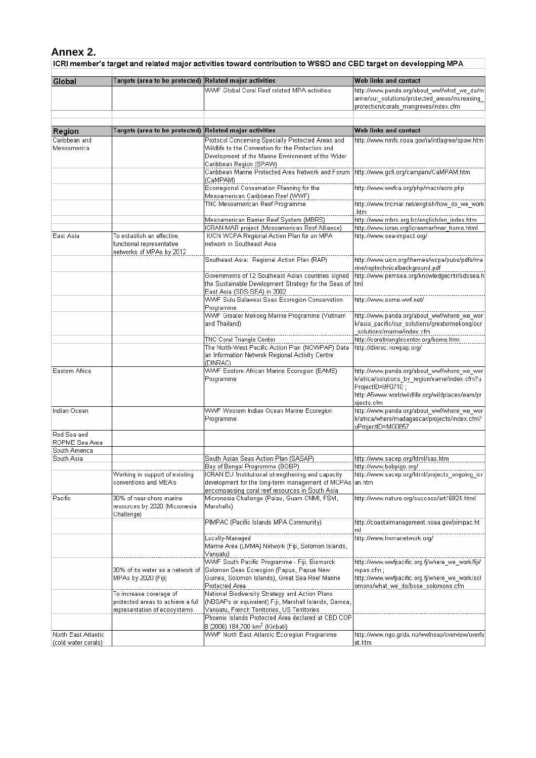## Annex 2.

**ICRI member's target and related major activities toward contribution to WSSD and CBD target on developping MPA**

| Global | Targets (area to be protected) | Related major activities | Web links and contact |
|---|---|---|---|
| | | WWF Global Coral Reef related MPA activities | http://www.panda.org/about_wwf/what_we_do/marine/our_solutions/protected_areas/increasing_protection/corals_mangroves/index.cfm |

| Region | Targets (area to be protected) | Related major activities | Web links and contact |
|---|---|---|---|
| Caribbean and Mesoamerica | | Protocol Concerning Specially Protected Areas and Wildlife to the Convention for the Protection and Development of the Marine Environment of the Wider Caribbean Region (SPAW) | http://www.nmfs.noaa.gov/ia/intlagree/spaw.htm |
| | | Caribbean Marine Protected Area Network and Forum (CaMPAM) | http://www.gcfi.org/campam/CaMPAM.htm |
| | | Ecoregional Conservation Planning for the Mesoamerican Caribbean Reef (WWF) | http://www.wwfca.org/php/macr/acro.php |
| | | TNC Mesoamerican Reef Programme | http://www.tncmar.net/english/how_do_we_work.htm |
| | | Mesoamerican Barrier Reef System (MBRS) | http://www.mbrs.org.bz/english/en_index.htm |
| | | ICRAN-MAR project (Mesoamerican Reef Alliance) | http://www.icran.org/icranmar/mar_home.html |
| East Asia | To establish an effective, functional representative networks of MPAs by 2012 | IUCN WCPA Regional Action Plan for an MPA network in Southeast Asia | http://www.sea-impact.org/ |
| | | Southeast Asia: Regional Action Plan (RAP) | http://www.uicn.org/themes/wcpa/pubs/pdfs/marine/raptechnicalbackground.pdf |
| | | Governments of 12 Southeast Asian countries signed the Sustainable Development Strategy for the Seas of East Asia (SDS-SEA) in 2002 | http://www.pemsea.org/knowledgecntr/sdssea.html |
| | | WWF Sulu-Sulawesi Seas Ecoregion Conservation Programme | http://www.ssme-wwf.net/ |
| | | WWF Greater Mekong Marine Programme (Vietnam and Thailand) | http://www.panda.org/about_wwf/where_we_work/asia_pacific/our_solutions/greatermekong/our_solutions/marine/index.cfm |
| | | TNC Coral Triangle Center | http://coraltrianglecenter.org/home.htm |
| | | The North-West Pacific Action Plan (NOWPAP) Data an Information Netwrok Regional Activity Centre (DINRAC) | http://dinrac.nowpap.org/ |
| Eastern Africa | | WWF Eastern African Marine Ecoregion (EAME) Programme | http://www.panda.org/about_wwf/where_we_work/africa/solutions_by_region/eame/index.cfm?uProjectID=9F0710 ; http:A5www.worldwildlife.org/wildplaces/eam/projects.cfm |
| Indian Ocean | | WWF Western Indian Ocean Marine Ecoregion Programme | http://www.panda.org/about_wwf/where_we_work/africa/where/madagascar/projects/index.cfm?uProjectID=MG0857 |
| Red Sea and ROPME Sea Area | | | |
| South America | | | |
| South Asia | | South Asian Seas Action Plan (SASAP) | http://www.sacep.org/html/sas.htm |
| | | Bay of Bengal Programme (BOBP) | http://www.bobpigo.org/ |
| | Working in support of existing conventions and MEA's | ICRAN EU Institutional strengthening and capacity development for the long-term management of MCPAs encompassing coral reef resources in South Asia | http://www.sacep.org/html/projects_ongoing_icran.htm |
| Pacific | 30% of near-shore marine resources by 2020 (Micronesia Challenge) | Micronesia Challenge (Palau, Guam CNMI, FSM, Marshalls) | http://www.nature.org/success/art16924.html |
| | | PIMPAC (Pacific Islands MPA Community) | http://coastalmanagement.noaa.gov/pimpac.html |
| | | Locally-Managed Marine Area (LMMA) Network (Fiji, Solomon Islands, Vanuatu) | http://www.lmmanetwork.org/ |
| | 30% of its water as a network of MPAs by 2020 (Fiji) | WWF South Pacific Programme - Fiji, Bismarck Solomon Seas Ecoregion (Papua, Papua New Guinea, Solomon Islands), Great Sea Reef Marine Protected Area | http://www.wwfpacific.org.fj/where_we_work/fiji/mpas.cfm ; http://www.wwfpacific.org.fj/where_we_work/solomons/what_we_do/bsse_solomons.cfm |
| | To increase coverage of protected areas to achieve a full representation of ecosystems | National Biodiversity Strategy and Action Plans (NBSAPs or equivalent) Fiji, Marshall Islands, Samoa, Vanuatu, French Territories, US Territories | |
| | | Phoenix Islands Protected Area declared at CBD COP 8 (2006) 184,700 km$^2$ (Kiribati) | |
| North East Atlantic (cold water corals) | | WWF North East Atlantic Ecoregion Programme | http://www.ngo.grida.no/wwfneap/overview/overfset.htm |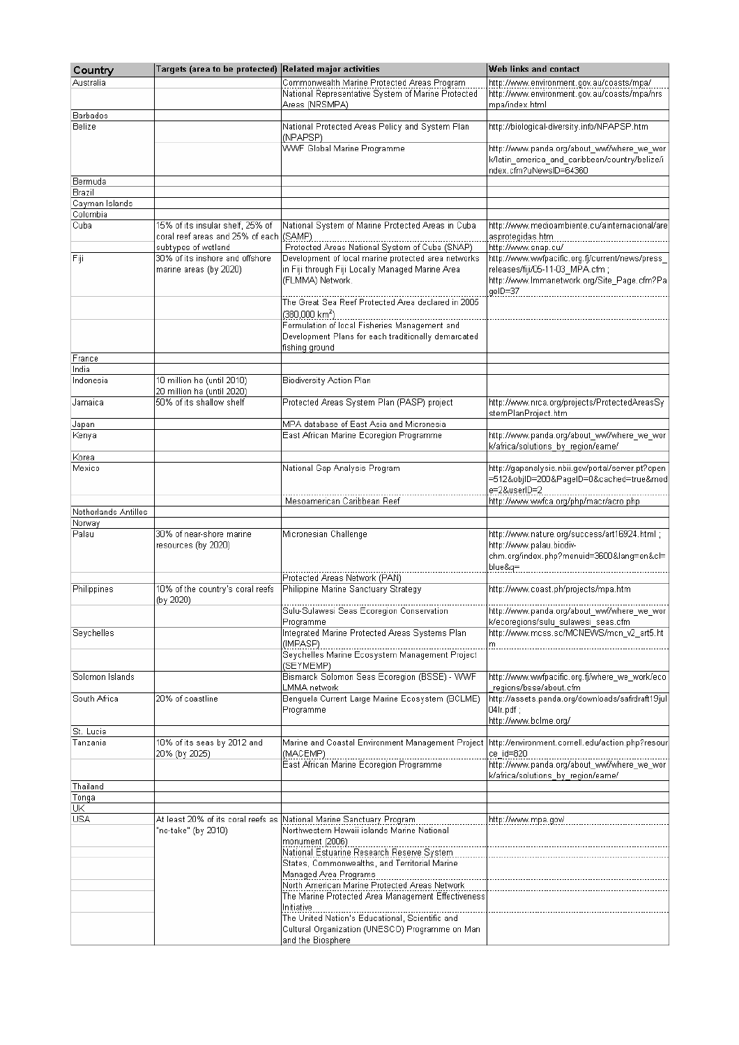| Country | Targets (area to be protected) | Related major activities | Web links and contact |
|---|---|---|---|
| Australia | | Commonwealth Marine Protected Areas Program | http://www.environment.gov.au/coasts/mpa/ |
| | | National Representative System of Marine Protected Areas (NRSMPA) | http://www.environment.gov.au/coasts/mpa/nrsmpa/index.html |
| Barbados | | | |
| Belize | | National Protected Areas Policy and System Plan (NPAPSP) | http://biological-diversity.info/NPAPSP.htm |
| | | WWF Global Marine Programme | http://www.panda.org/about_wwf/where_we_work/latin_america_and_caribbean/country/belize/index.cfm?uNewsID=64360 |
| Bermuda | | | |
| Brazil | | | |
| Cayman Islands | | | |
| Colombia | | | |
| Cuba | 15% of its insular shelf, 25% of coral reef areas and 25% of each subtypes of wetland | National System of Marine Protected Areas in Cuba (SAMP) | http://www.medioambiente.cu/ainternacional/areasprotegidas.htm |
| | | Protected Areas National System of Cuba (SNAP) | http://www.snap.cu/ |
| Fiji | 30% of its inshore and offshore marine areas (by 2020) | Development of local marine protected area networks in Fiji through Fiji Locally Managed Marine Area (FLMMA) Network. | http://www.wwfpacific.org.fj/current/news/press_releases/fiji/05-11-03_MPA.cfm ; http://www.lmmanetwork.org/Site_Page.cfm?PageID=37 |
| | | The Great Sea Reef Protected Area declared in 2005 (380,000 km²) | |
| | | Formulation of local Fisheries Management and Development Plans for each traditionally demarcated fishing ground | |
| France | | | |
| India | | | |
| Indonesia | 10 million ha (until 2010) 20 million ha (until 2020) | Biodiversity Action Plan | |
| Jamaica | 50% of its shallow shelf | Protected Areas System Plan (PASP) project | http://www.nrca.org/projects/ProtectedAreasSystemPlanProject.htm |
| Japan | | MPA database of East Asia and Micronesia | |
| Kenya | | East African Marine Ecoregion Programme | http://www.panda.org/about_wwf/where_we_work/africa/solutions_by_region/eame/ |
| Korea | | | |
| Mexico | | National Gap Analysis Program | http://gapanalysis.nbii.gov/portal/server.pt?open=512&objID=200&PageID=0&cached=true&mode=2&userID=2 |
| | | Mesoamerican Caribbean Reef | http://www.wwfca.org/php/macr/acro.php |
| Netherlands Antilles | | | |
| Norway | | | |
| Palau | 30% of near-shore marine resources (by 2020) | Micronesian Challenge | http://www.nature.org/success/art16924.html ; http://www.palau.biodiv-chm.org/index.php?menuid=3600&lang=en&cl=blue&q= |
| | | Protected Areas Network (PAN) | |
| Philippines | 10% of the country's coral reefs (by 2020) | Philippine Marine Sanctuary Strategy | http://www.coast.ph/projects/mpa.htm |
| | | Sulu-Sulawesi Seas Ecoregion Conservation Programme | http://www.panda.org/about_wwf/where_we_work/ecoregions/sulu_sulawesi_seas.cfm |
| Seychelles | | Integrated Marine Protected Areas Systems Plan (IMPASP) | http://www.mcss.sc/MCNEWS/mcn_v2_art5.htm |
| | | Seychelles Marine Ecosystem Management Project (SEYMEMP) | |
| Solomon Islands | | Bismarck Solomon Seas Ecoregion (BSSE) - WWF LMMA network | http://www.wwfpacific.org.fj/where_we_work/eco_regions/bsse/about.cfm |
| South Africa | 20% of coastline | Benguela Current Large Marine Ecosystem (BCLME) Programme | http://assets.panda.org/downloads/safrdraft19jul04lr.pdf ; http://www.bclme.org/ |
| St. Lucia | | | |
| Tanzania | 10% of its seas by 2012 and 20% (by 2025) | Marine and Coastal Environment Management Project (MACEMP) | http://environment.cornell.edu/action.php?resource_id=820 |
| | | East African Marine Ecoregion Programme | http://www.panda.org/about_wwf/where_we_work/africa/solutions_by_region/eame/ |
| Thailand | | | |
| Tonga | | | |
| UK | | | |
| USA | At least 20% of its coral reefs as "no-take" (by 2010) | National Marine Sanctuary Program | http://www.mpa.gov/ |
| | | Northwestern Hawaii islands Marine National monument (2006) | |
| | | National Estuarine Research Reserve System | |
| | | States, Commonwealths, and Territorial Marine Managed Area Programs | |
| | | North American Marine Protected Areas Network | |
| | | The Marine Protected Area Management Effectiveness Initiative | |
| | | The United Nation's Educational, Scientific and Cultural Organization (UNESCO) Programme on Man and the Biosphere | |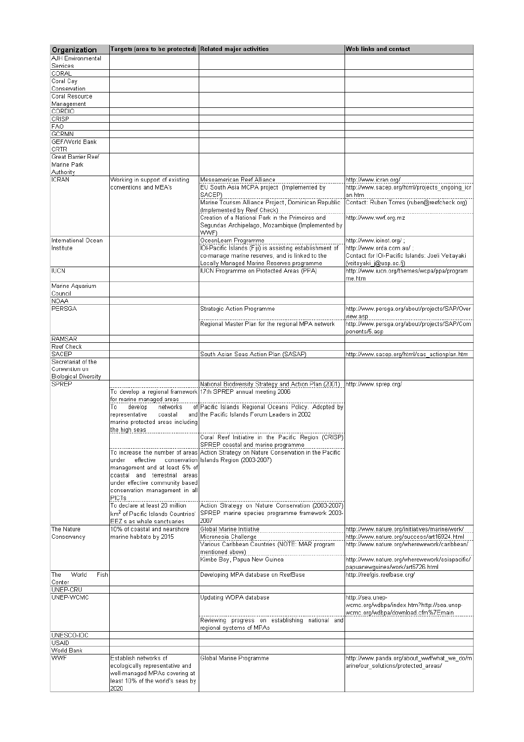| Organization | Targets (area to be protected) | Related major activities | Web links and contact |
|---|---|---|---|
| AJH Environmental Services | | | |
| CORAL | | | |
| Coral Cay Conservation | | | |
| Coral Resource Management | | | |
| CORDIO | | | |
| CRISP | | | |
| FAO | | | |
| GCRMN | | | |
| GEF/World Bank CRTR | | | |
| Great Barrier Reef Marine Park Authority | | | |
| ICRAN | Working in support of existing conventions and MEA's | Mesoamerican Reef Alliance | http://www.icran.org/ |
| | | EU South Asia MCPA project (Implemented by SACEP) | http://www.sacep.org/html/projects_ongoing_icran.htm |
| | | Marine Tourism Alliance Project, Dominican Republic (Implemented by Reef Check) | Contact: Ruben Torres (ruben@reefcheck.org) |
| | | Creation of a National Park in the Primeiras and Segundas Archipelago, Mozambique (Implemented by WWF) | http://www.wwf.org.mz |
| International Ocean Institute | | OceanLearn Programme | http://www.ioinst.org/ ; |
| | | IOI-Pacific Islands (Fiji) is assisting establishment of co-manage marine reserves, and is linked to the Locally Managed Marine Reserves programme | http://www.orda.com.au/ ; Contact for IOI-Pacific Islands: Joeli Veitayaki (veitayaki_j@usp.ac.fj) |
| IUCN | | IUCN Programme on Protected Areas (PPA) | http://www.iucn.org/themes/wcpa/ppa/programme.htm |
| Marine Aquarium Council | | | |
| NOAA | | | |
| PERSGA | | Strategic Action Programme | http://www.persga.org/about/projects/SAP/Overview.asp |
| | | Regional Master Plan for the regional MPA network | http://www.persga.org/about/projects/SAP/Components/5.asp |
| RAMSAR | | | |
| Reef Check | | | |
| SACEP | | South Asian Seas Action Plan (SASAP) | http://www.sacep.org/html/sas_actionplan.htm |
| Secretariat of the Convention on Biological Diversity | | | |
| SPREP | | National Biodiversity Strategy and Action Plan (2001) | http://www.sprep.org/ |
| | To develop a regional framework for marine managed areas | 17th SPREP annual meeting 2006 | |
| | To develop networks of representative coastal and marine protected areas including the high seas | Pacific Islands Regional Oceans Policy. Adopted by the Pacific Islands Forum Leaders in 2002 | |
| | | Coral Reef Initiative in the Pacific Region (CRISP) SPREP coastal and marine programme | |
| | To increase the number of areas under effective conservation management and at least 5% of coastal and terrestrial areas under effective community based conservation management in all PICTs | Action Strategy on Nature Conservation in the Pacific Islands Region (2003-2007) | |
| | To declare at least 20 million km$^2$ of Pacific Islands Countries' EEZ s as whale sanctuaries | Action Strategy on Nature Conservation (2003-2007) SPREP marine species programme framework 2003-2007 | |
| The Nature Conservancy | 10% of coastal and nearshore marine habitats by 2015 | Global Marine Initiative | http://www.nature.org/initiatives/marine/work/ |
| | | Micronesia Challenge | http://www.nature.org/success/art16924.html |
| | | Various Caribbean Countries (NOTE: MAR program mentioned above) | http://www.nature.org/wherewework/caribbean/ |
| | | Kimbe Bay, Papua New Guinea | http://www.nature.org/wherewework/asiapacific/papuanewguinea/work/art6726.html |
| The World Fish Center | | Developing MPA database on ReefBase | http://reefgis.reefbase.org/ |
| UNEP-CRU | | | |
| UNEP-WCMC | | Updating WDPA database | http://sea.unep-wcmc.org/wdbpa/index.htm?http://sea.unep-wcmc.org/wdbpa/download.cfm%7Emain |
| | | Reviewing progress on establishing national and regional systems of MPAs | |
| UNESCO-IOC | | | |
| USAID | | | |
| World Bank | | | |
| WWF | Establish networks of ecologically representative and well-managed MPAs covering at least 10% of the world's seas by 2020 | Global Marine Programme | http://www.panda.org/about_wwf/what_we_do/marine/our_solutions/protected_areas/ |